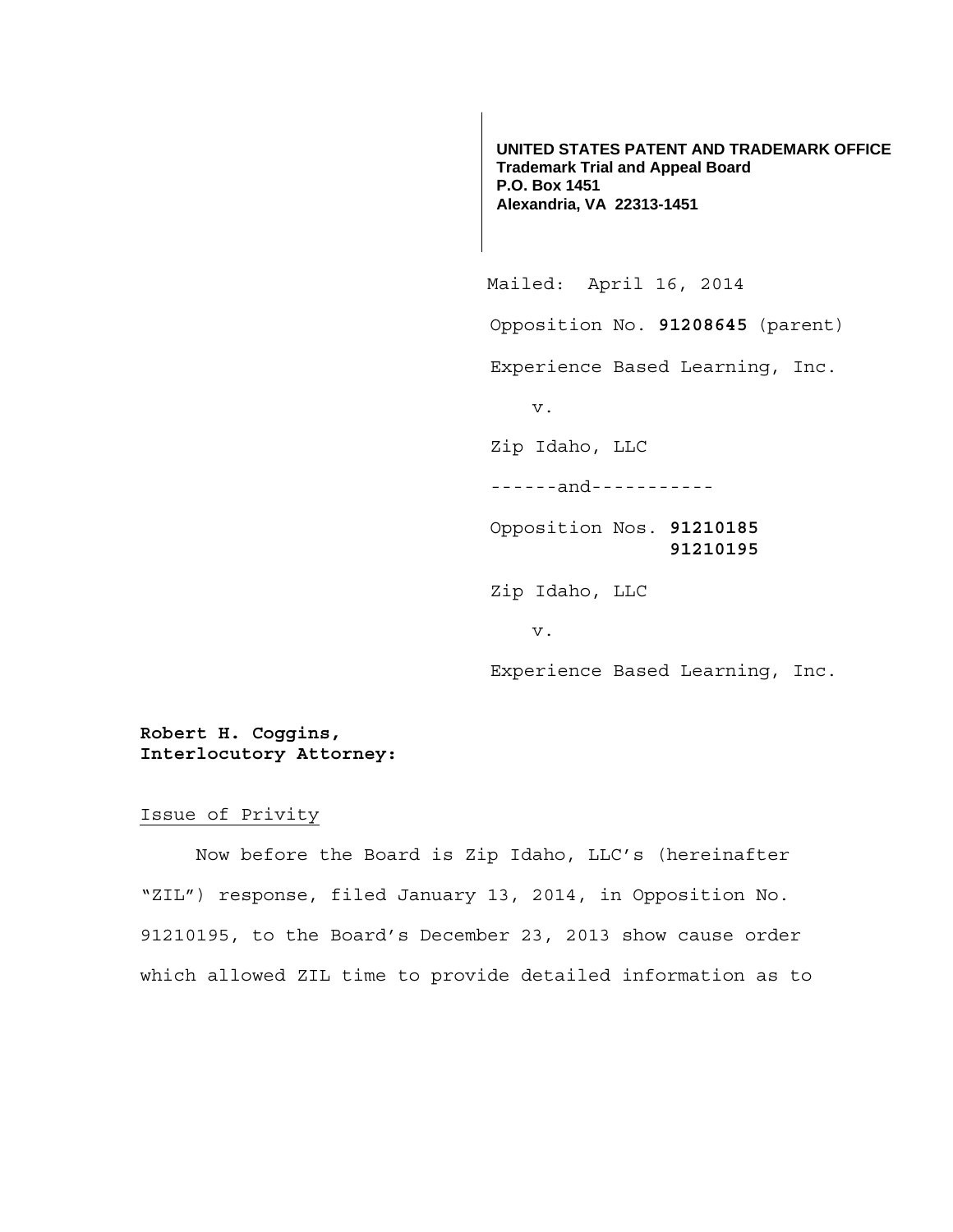**UNITED STATES PATENT AND TRADEMARK OFFICE**
**Trademark Trial and Appeal Board**
**P.O. Box 1451**
**Alexandria, VA 22313-1451**

Mailed: April 16, 2014

Opposition No. **91208645** (parent)

Experience Based Learning, Inc.

v.

Zip Idaho, LLC

------and-----------

Opposition Nos. **91210185**
**91210195**

Zip Idaho, LLC

v.

Experience Based Learning, Inc.

**Robert H. Coggins,**
**Interlocutory Attorney:**

Issue of Privity

Now before the Board is Zip Idaho, LLC's (hereinafter "ZIL") response, filed January 13, 2014, in Opposition No. 91210195, to the Board's December 23, 2013 show cause order which allowed ZIL time to provide detailed information as to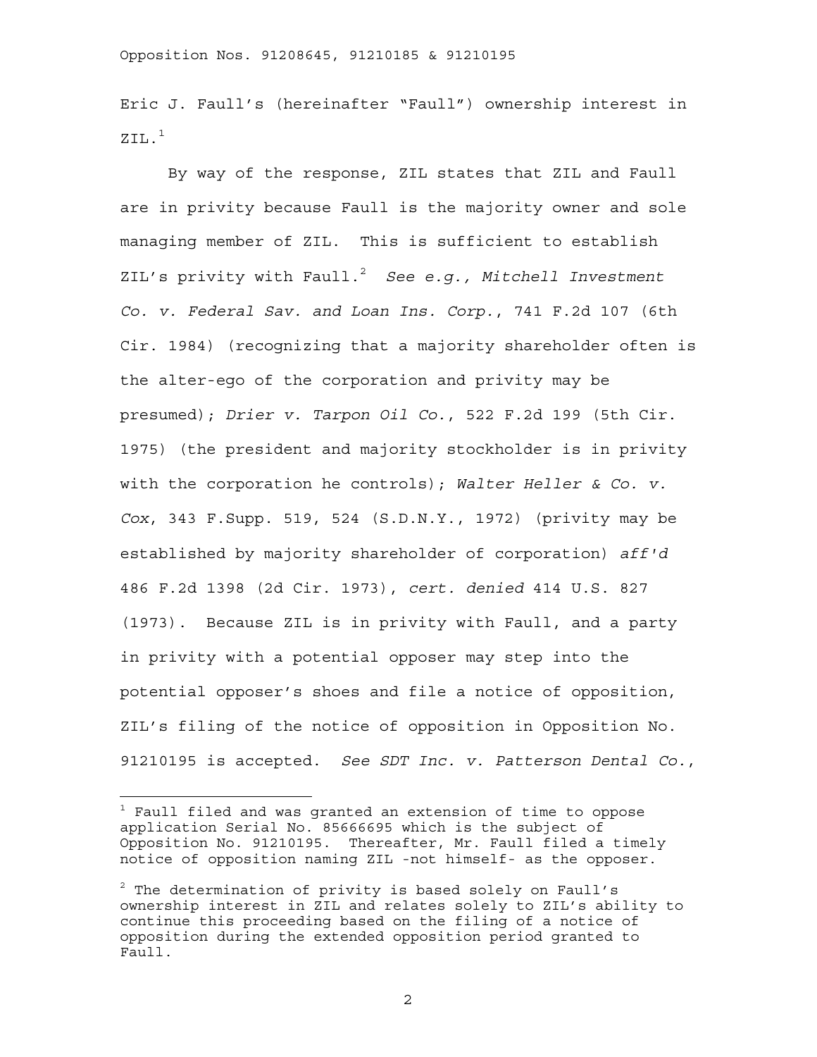Eric J. Faull's (hereinafter "Faull") ownership interest in ZIL.[1]

By way of the response, ZIL states that ZIL and Faull are in privity because Faull is the majority owner and sole managing member of ZIL. This is sufficient to establish ZIL's privity with Faull.[2] *See e.g., Mitchell Investment Co. v. Federal Sav. and Loan Ins. Corp.*, 741 F.2d 107 (6th Cir. 1984) (recognizing that a majority shareholder often is the alter-ego of the corporation and privity may be presumed); *Drier v. Tarpon Oil Co.*, 522 F.2d 199 (5th Cir. 1975) (the president and majority stockholder is in privity with the corporation he controls); *Walter Heller & Co. v. Cox*, 343 F.Supp. 519, 524 (S.D.N.Y., 1972) (privity may be established by majority shareholder of corporation) *aff'd* 486 F.2d 1398 (2d Cir. 1973), *cert. denied* 414 U.S. 827 (1973). Because ZIL is in privity with Faull, and a party in privity with a potential opposer may step into the potential opposer's shoes and file a notice of opposition, ZIL's filing of the notice of opposition in Opposition No. 91210195 is accepted. *See SDT Inc. v. Patterson Dental Co.*,

---

[1] Faull filed and was granted an extension of time to oppose application Serial No. 85666695 which is the subject of Opposition No. 91210195. Thereafter, Mr. Faull filed a timely notice of opposition naming ZIL -not himself- as the opposer.

[2] The determination of privity is based solely on Faull's ownership interest in ZIL and relates solely to ZIL's ability to continue this proceeding based on the filing of a notice of opposition during the extended opposition period granted to Faull.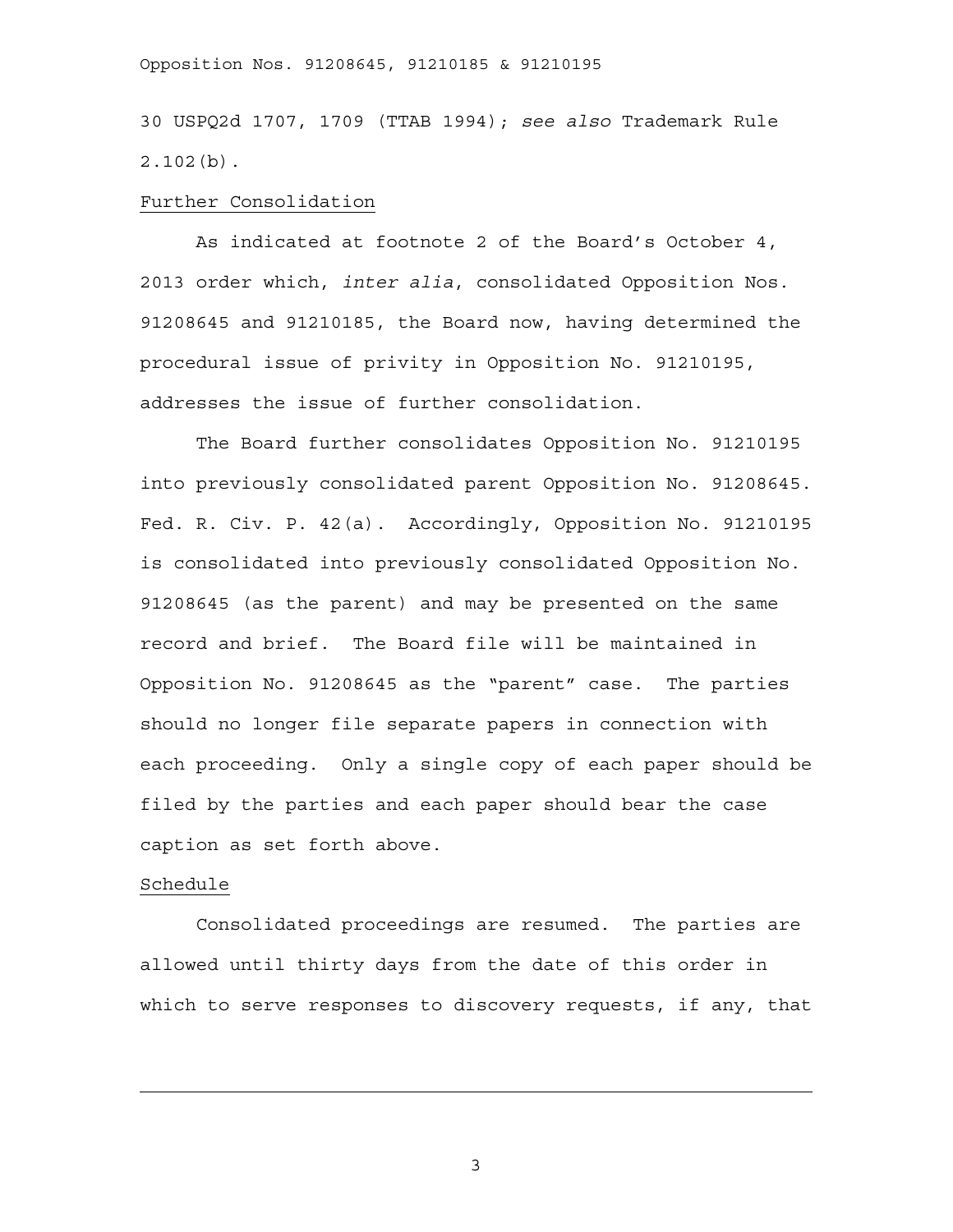30 USPQ2d 1707, 1709 (TTAB 1994); *see also* Trademark Rule 2.102(b).

Further Consolidation

As indicated at footnote 2 of the Board's October 4, 2013 order which, *inter alia*, consolidated Opposition Nos. 91208645 and 91210185, the Board now, having determined the procedural issue of privity in Opposition No. 91210195, addresses the issue of further consolidation.

The Board further consolidates Opposition No. 91210195 into previously consolidated parent Opposition No. 91208645. Fed. R. Civ. P. 42(a). Accordingly, Opposition No. 91210195 is consolidated into previously consolidated Opposition No. 91208645 (as the parent) and may be presented on the same record and brief. The Board file will be maintained in Opposition No. 91208645 as the "parent" case. The parties should no longer file separate papers in connection with each proceeding. Only a single copy of each paper should be filed by the parties and each paper should bear the case caption as set forth above.

Schedule

Consolidated proceedings are resumed. The parties are allowed until thirty days from the date of this order in which to serve responses to discovery requests, if any, that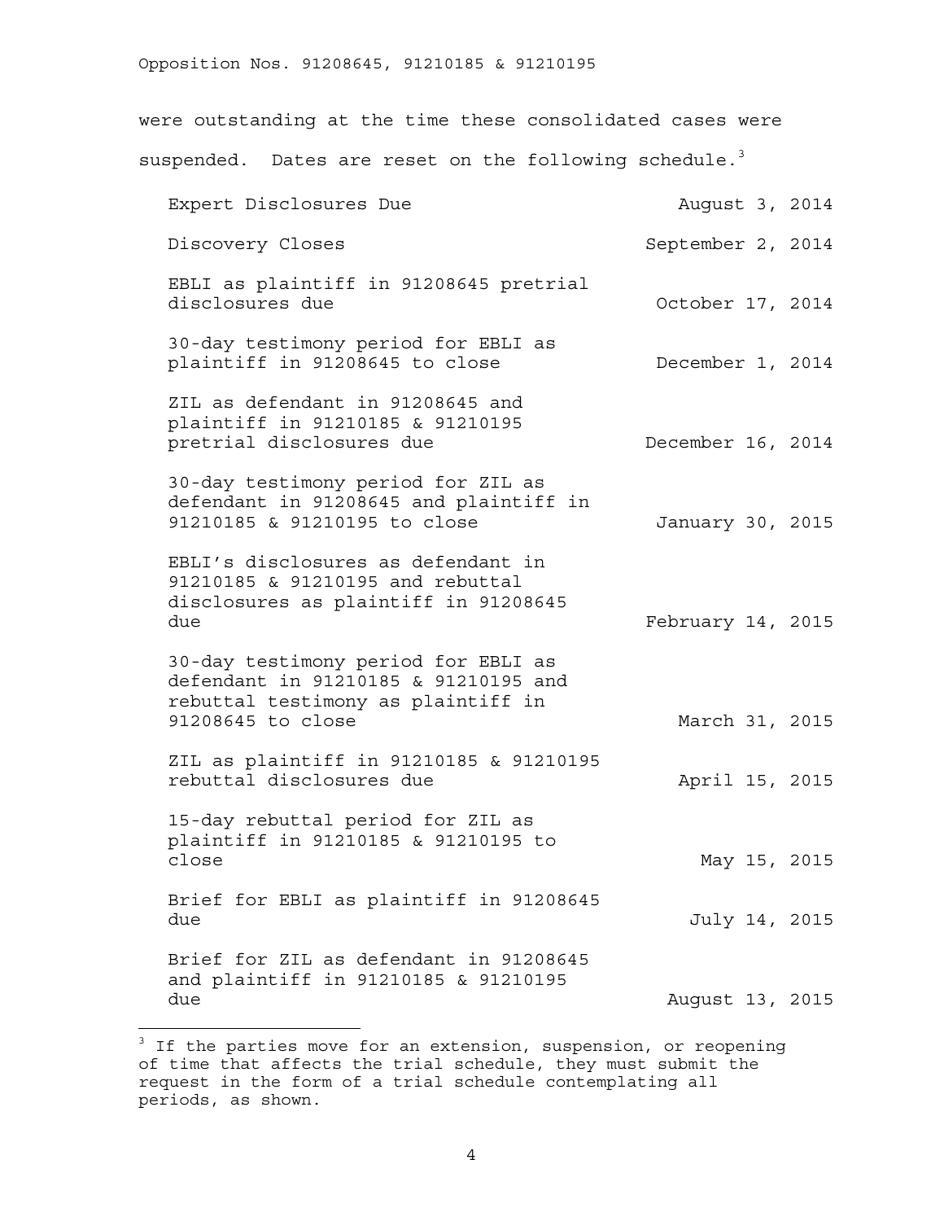were outstanding at the time these consolidated cases were suspended. Dates are reset on the following schedule.[3]

| | |
|---|---|
| Expert Disclosures Due | August 3, 2014 |
| Discovery Closes | September 2, 2014 |
| EBLI as plaintiff in 91208645 pretrial disclosures due | October 17, 2014 |
| 30-day testimony period for EBLI as plaintiff in 91208645 to close | December 1, 2014 |
| ZIL as defendant in 91208645 and plaintiff in 91210185 & 91210195 pretrial disclosures due | December 16, 2014 |
| 30-day testimony period for ZIL as defendant in 91208645 and plaintiff in 91210185 & 91210195 to close | January 30, 2015 |
| EBLI's disclosures as defendant in 91210185 & 91210195 and rebuttal disclosures as plaintiff in 91208645 due | February 14, 2015 |
| 30-day testimony period for EBLI as defendant in 91210185 & 91210195 and rebuttal testimony as plaintiff in 91208645 to close | March 31, 2015 |
| ZIL as plaintiff in 91210185 & 91210195 rebuttal disclosures due | April 15, 2015 |
| 15-day rebuttal period for ZIL as plaintiff in 91210185 & 91210195 to close | May 15, 2015 |
| Brief for EBLI as plaintiff in 91208645 due | July 14, 2015 |
| Brief for ZIL as defendant in 91208645 and plaintiff in 91210185 & 91210195 due | August 13, 2015 |

[3] If the parties move for an extension, suspension, or reopening of time that affects the trial schedule, they must submit the request in the form of a trial schedule contemplating all periods, as shown.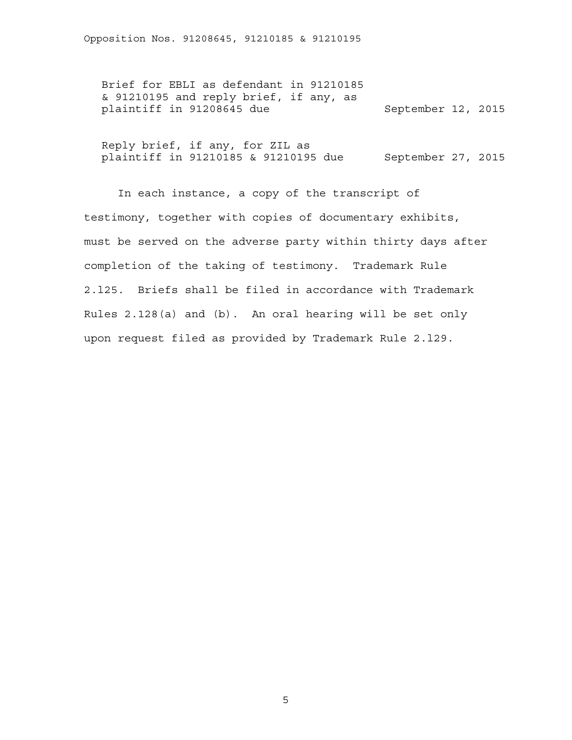| | |
|---|---|
| Brief for EBLI as defendant in 91210185 & 91210195 and reply brief, if any, as plaintiff in 91208645 due | September 12, 2015 |
| Reply brief, if any, for ZIL as plaintiff in 91210185 & 91210195 due | September 27, 2015 |

In each instance, a copy of the transcript of testimony, together with copies of documentary exhibits, must be served on the adverse party within thirty days after completion of the taking of testimony. Trademark Rule 2.l25. Briefs shall be filed in accordance with Trademark Rules 2.128(a) and (b). An oral hearing will be set only upon request filed as provided by Trademark Rule 2.l29.